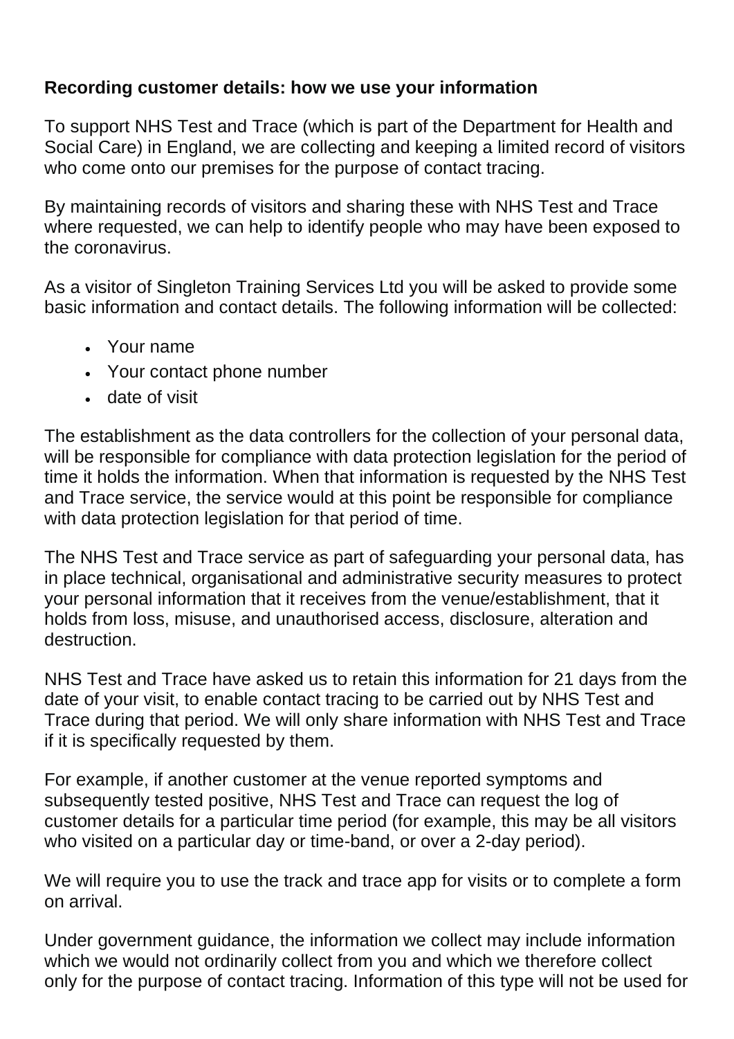**Recording customer details: how we use your information**

To support NHS Test and Trace (which is part of the Department for Health and Social Care) in England, we are collecting and keeping a limited record of visitors who come onto our premises for the purpose of contact tracing.

By maintaining records of visitors and sharing these with NHS Test and Trace where requested, we can help to identify people who may have been exposed to the coronavirus.

As a visitor of Singleton Training Services Ltd you will be asked to provide some basic information and contact details. The following information will be collected:

- Your name
- Your contact phone number
- date of visit

The establishment as the data controllers for the collection of your personal data, will be responsible for compliance with data protection legislation for the period of time it holds the information. When that information is requested by the NHS Test and Trace service, the service would at this point be responsible for compliance with data protection legislation for that period of time.

The NHS Test and Trace service as part of safeguarding your personal data, has in place technical, organisational and administrative security measures to protect your personal information that it receives from the venue/establishment, that it holds from loss, misuse, and unauthorised access, disclosure, alteration and destruction.

NHS Test and Trace have asked us to retain this information for 21 days from the date of your visit, to enable contact tracing to be carried out by NHS Test and Trace during that period. We will only share information with NHS Test and Trace if it is specifically requested by them.

For example, if another customer at the venue reported symptoms and subsequently tested positive, NHS Test and Trace can request the log of customer details for a particular time period (for example, this may be all visitors who visited on a particular day or time-band, or over a 2-day period).

We will require you to use the track and trace app for visits or to complete a form on arrival.

Under government guidance, the information we collect may include information which we would not ordinarily collect from you and which we therefore collect only for the purpose of contact tracing. Information of this type will not be used for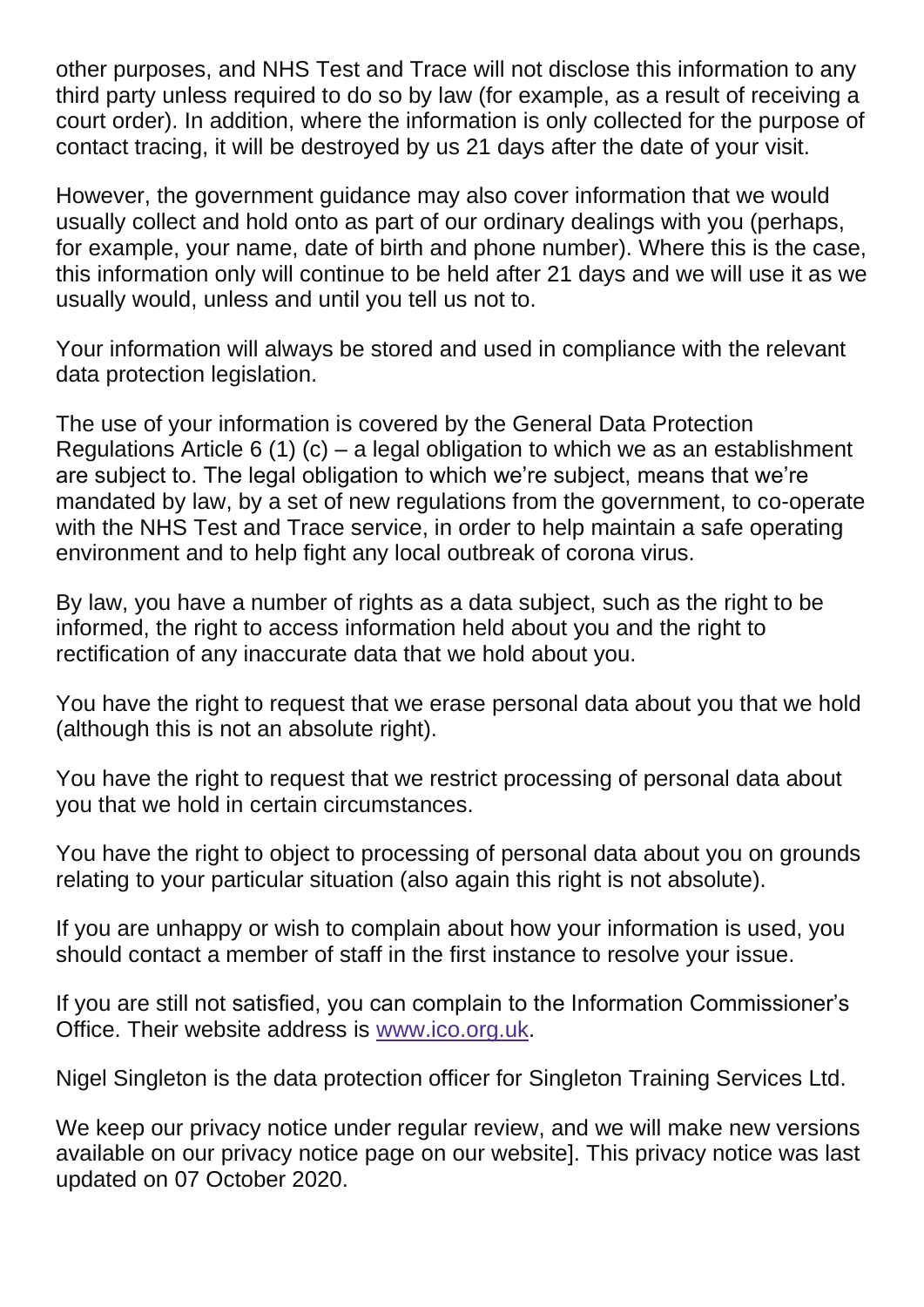other purposes, and NHS Test and Trace will not disclose this information to any third party unless required to do so by law (for example, as a result of receiving a court order). In addition, where the information is only collected for the purpose of contact tracing, it will be destroyed by us 21 days after the date of your visit.

However, the government guidance may also cover information that we would usually collect and hold onto as part of our ordinary dealings with you (perhaps, for example, your name, date of birth and phone number). Where this is the case, this information only will continue to be held after 21 days and we will use it as we usually would, unless and until you tell us not to.

Your information will always be stored and used in compliance with the relevant data protection legislation.

The use of your information is covered by the General Data Protection Regulations Article 6 (1) (c) – a legal obligation to which we as an establishment are subject to. The legal obligation to which we're subject, means that we're mandated by law, by a set of new regulations from the government, to co-operate with the NHS Test and Trace service, in order to help maintain a safe operating environment and to help fight any local outbreak of corona virus.

By law, you have a number of rights as a data subject, such as the right to be informed, the right to access information held about you and the right to rectification of any inaccurate data that we hold about you.

You have the right to request that we erase personal data about you that we hold (although this is not an absolute right).

You have the right to request that we restrict processing of personal data about you that we hold in certain circumstances.

You have the right to object to processing of personal data about you on grounds relating to your particular situation (also again this right is not absolute).

If you are unhappy or wish to complain about how your information is used, you should contact a member of staff in the first instance to resolve your issue.

If you are still not satisfied, you can complain to the Information Commissioner's Office. Their website address is [www.ico.org.uk](http://www.ico.org.uk).

Nigel Singleton is the data protection officer for Singleton Training Services Ltd.

We keep our privacy notice under regular review, and we will make new versions available on our privacy notice page on our website]. This privacy notice was last updated on 07 October 2020.